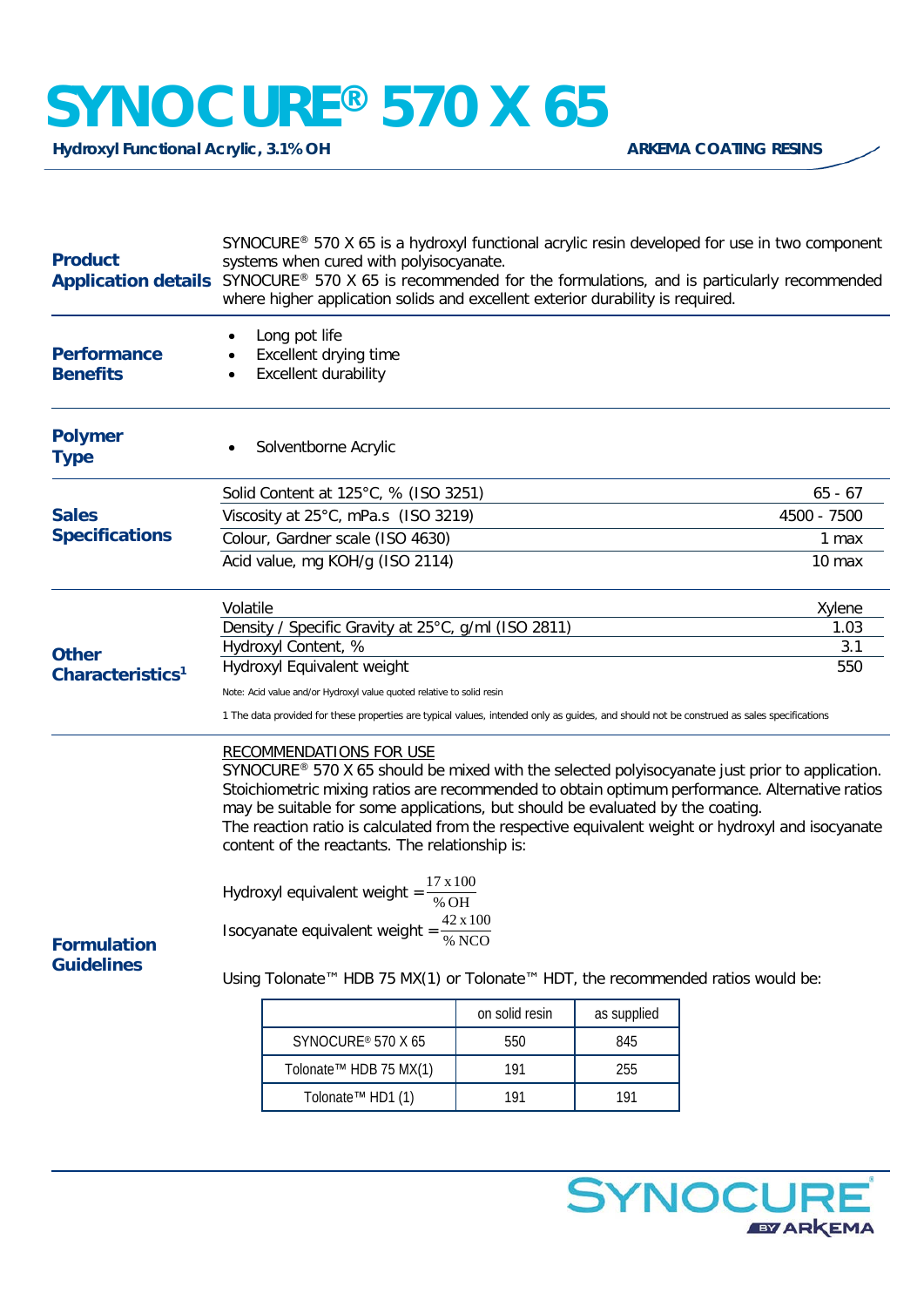# SYNOCURE® 570 X 65

**Hydroxyl Functional Acrylic, 3.1% OH**

**ARKEMA COATING RESINS**

## Product Application details

SYNOCURE® 570 X 65 is a hydroxyl functional acrylic resin developed for use in two component systems when cured with polyisocyanate.
SYNOCURE® 570 X 65 is recommended for the formulations, and is particularly recommended where higher application solids and excellent exterior durability is required.

## Performance Benefits

- Long pot life
- Excellent drying time
- Excellent durability

## Polymer Type

- Solventborne Acrylic

## Sales Specifications

| Property | Value |
|---|---|
| Solid Content at 125°C, % (ISO 3251) | 65 - 67 |
| Viscosity at 25°C, mPa.s (ISO 3219) | 4500 - 7500 |
| Colour, Gardner scale (ISO 4630) | 1 max |
| Acid value, mg KOH/g (ISO 2114) | 10 max |

## Other Characteristics[1]

| Property | Value |
|---|---|
| Volatile | Xylene |
| Density / Specific Gravity at 25°C, g/ml (ISO 2811) | 1.03 |
| Hydroxyl Content, % | 3.1 |
| Hydroxyl Equivalent weight | 550 |

Note: Acid value and/or Hydroxyl value quoted relative to solid resin

1 The data provided for these properties are typical values, intended only as guides, and should not be construed as sales specifications

## Formulation Guidelines

RECOMMENDATIONS FOR USE

SYNOCURE® 570 X 65 should be mixed with the selected polyisocyanate just prior to application. Stoichiometric mixing ratios are recommended to obtain optimum performance. Alternative ratios may be suitable for some applications, but should be evaluated by the coating.
The reaction ratio is calculated from the respective equivalent weight or hydroxyl and isocyanate content of the reactants. The relationship is:

$$\text{Hydroxyl equivalent weight} = \frac{17 \times 100}{\% \text{OH}}$$

$$\text{Isocyanate equivalent weight} = \frac{42 \times 100}{\% \text{NCO}}$$

Using Tolonate™ HDB 75 MX(1) or Tolonate™ HDT, the recommended ratios would be:

| | on solid resin | as supplied |
|---|---|---|
| SYNOCURE® 570 X 65 | 550 | 845 |
| Tolonate™ HDB 75 MX(1) | 191 | 255 |
| Tolonate™ HD1 (1) | 191 | 191 |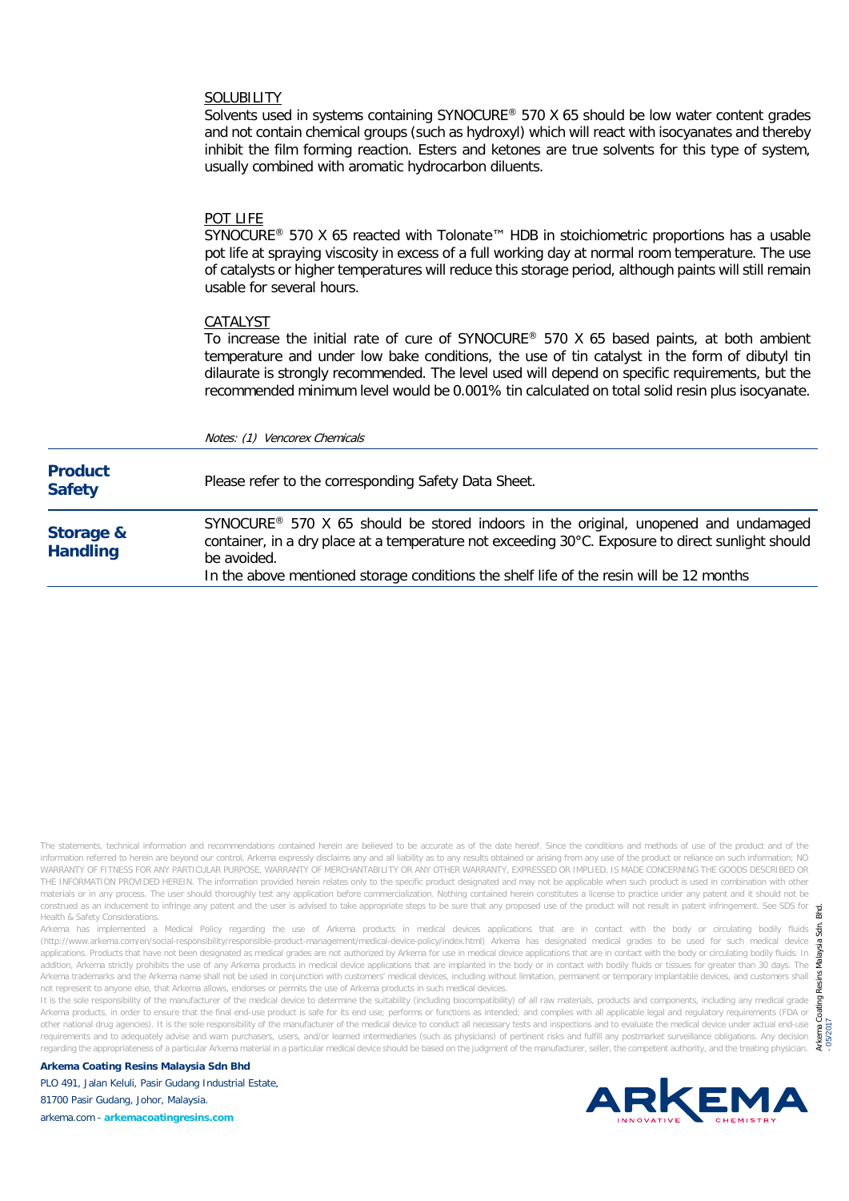### SOLUBILITY

Solvents used in systems containing SYNOCURE® 570 X 65 should be low water content grades and not contain chemical groups (such as hydroxyl) which will react with isocyanates and thereby inhibit the film forming reaction. Esters and ketones are true solvents for this type of system, usually combined with aromatic hydrocarbon diluents.

### POT LIFE

SYNOCURE® 570 X 65 reacted with Tolonate™ HDB in stoichiometric proportions has a usable pot life at spraying viscosity in excess of a full working day at normal room temperature. The use of catalysts or higher temperatures will reduce this storage period, although paints will still remain usable for several hours.

### CATALYST

To increase the initial rate of cure of SYNOCURE® 570 X 65 based paints, at both ambient temperature and under low bake conditions, the use of tin catalyst in the form of dibutyl tin dilaurate is strongly recommended. The level used will depend on specific requirements, but the recommended minimum level would be 0.001% tin calculated on total solid resin plus isocyanate.

*Notes: (1) Vencorex Chemicals*

## Product Safety

Please refer to the corresponding Safety Data Sheet.

## Storage & Handling

SYNOCURE® 570 X 65 should be stored indoors in the original, unopened and undamaged container, in a dry place at a temperature not exceeding 30°C. Exposure to direct sunlight should be avoided.

In the above mentioned storage conditions the shelf life of the resin will be 12 months

The statements, technical information and recommendations contained herein are believed to be accurate as of the date hereof. Since the conditions and methods of use of the product and of the information referred to herein are beyond our control, Arkema expressly disclaims any and all liability as to any results obtained or arising from any use of the product or reliance on such information; NO WARRANTY OF FITNESS FOR ANY PARTICULAR PURPOSE, WARRANTY OF MERCHANTABILITY OR ANY OTHER WARRANTY, EXPRESSED OR IMPLIED, IS MADE CONCERNING THE GOODS DESCRIBED OR THE INFORMATION PROVIDED HEREIN. The information provided herein relates only to the specific product designated and may not be applicable when such product is used in combination with other materials or in any process. The user should thoroughly test any application before commercialization. Nothing contained herein constitutes a license to practice under any patent and it should not be construed as an inducement to infringe any patent and the user is advised to take appropriate steps to be sure that any proposed use of the product will not result in patent infringement. See SDS for Health & Safety Considerations.

Arkema has implemented a Medical Policy regarding the use of Arkema products in medical devices applications that are in contact with the body or circulating bodily fluids (http://www.arkema.com/en/social-responsibility/responsible-product-management/medical-device-policy/index.html) Arkema has designated medical grades to be used for such medical device applications. Products that have not been designated as medical grades are not authorized by Arkema for use in medical device applications that are in contact with the body or circulating bodily fluids. In addition, Arkema strictly prohibits the use of any Arkema products in medical device applications that are implanted in the body or in contact with bodily fluids or tissues for greater than 30 days. The Arkema trademarks and the Arkema name shall not be used in conjunction with customers' medical devices, including without limitation, permanent or temporary implantable devices, and customers shall not represent to anyone else, that Arkema allows, endorses or permits the use of Arkema products in such medical devices.

It is the sole responsibility of the manufacturer of the medical device to determine the suitability (including biocompatibility) of all raw materials, products and components, including any medical grade Arkema products, in order to ensure that the final end-use product is safe for its end use; performs or functions as intended; and complies with all applicable legal and regulatory requirements (FDA or other national drug agencies). It is the sole responsibility of the manufacturer of the medical device to conduct all necessary tests and inspections and to evaluate the medical device under actual end-use requirements and to adequately advise and warn purchasers, users, and/or learned intermediaries (such as physicians) of pertinent risks and fulfill any postmarket surveillance obligations. Any decision regarding the appropriateness of a particular Arkema material in a particular medical device should be based on the judgment of the manufacturer, seller, the competent authority, and the treating physician.

Arkema Coating Resins Malaysia Sdn. Bhd. - 05/2017

**Arkema Coating Resins Malaysia Sdn Bhd**

PLO 491, Jalan Keluli, Pasir Gudang Industrial Estate,

81700 Pasir Gudang, Johor, Malaysia.

arkema.com - **arkemacoatingresins.com**

ARKEMA INNOVATIVE CHEMISTRY